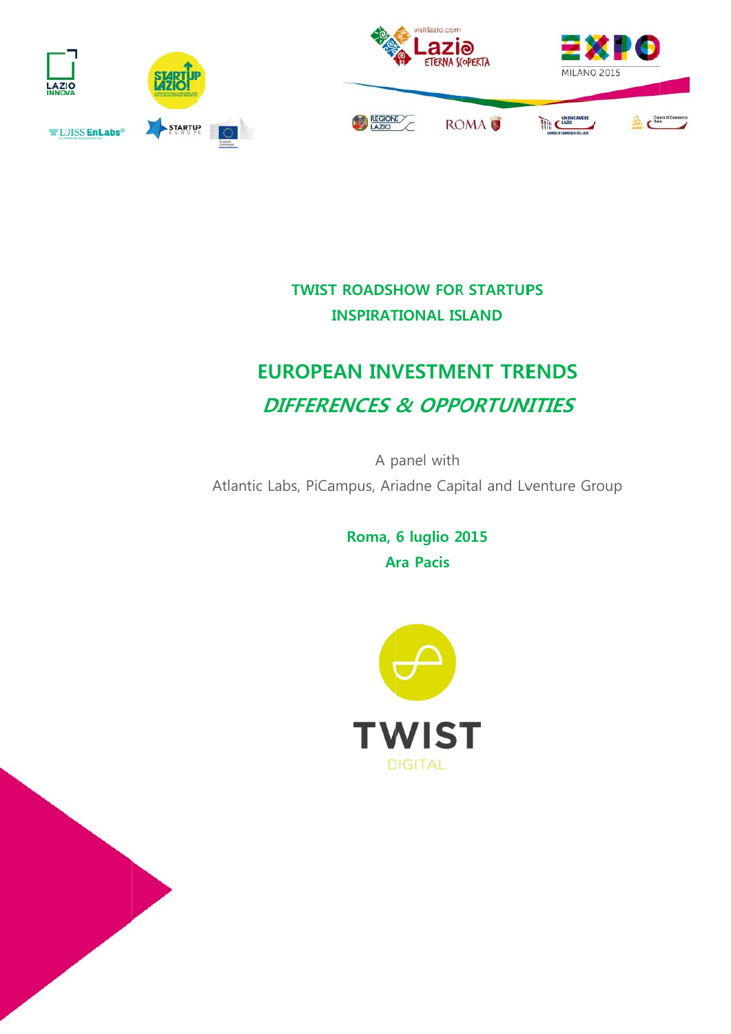**TWIST ROADSHOW FOR STARTUPS**

**INSPIRATIONAL ISLAND**

# EUROPEAN INVESTMENT TRENDS

## *DIFFERENCES & OPPORTUNITIES*

A panel with

Atlantic Labs, PiCampus, Ariadne Capital and Lventure Group

**Roma, 6 luglio 2015**

**Ara Pacis**

TWIST

DIGITAL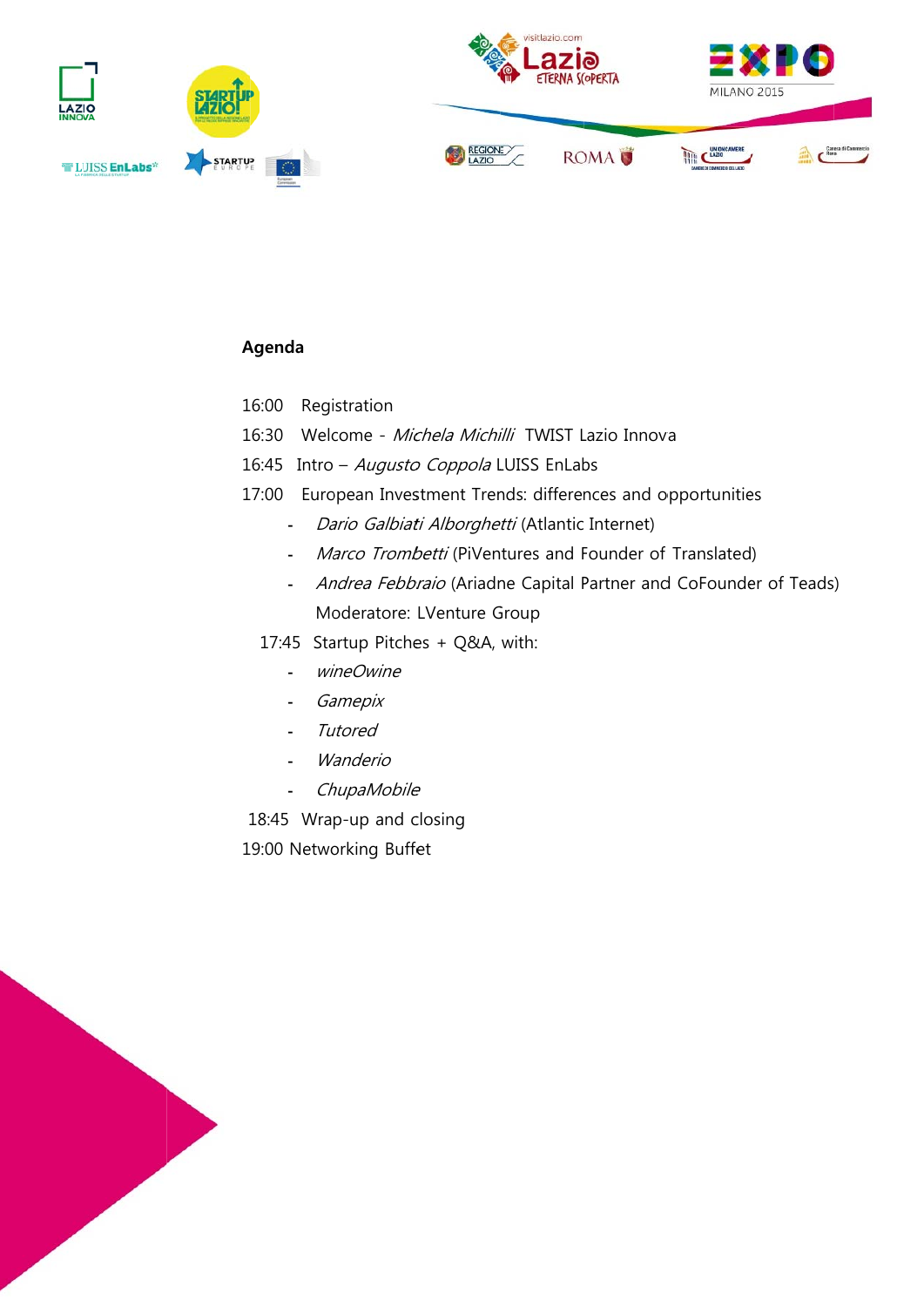## Agenda

16:00 Registration

16:30 Welcome - *Michela Michilli* TWIST Lazio Innova

16:45 Intro – *Augusto Coppola* LUISS EnLabs

17:00 European Investment Trends: differences and opportunities

- *Dario Galbiati Alborghetti* (Atlantic Internet)
- *Marco Trombetti* (PiVentures and Founder of Translated)
- *Andrea Febbraio* (Ariadne Capital Partner and CoFounder of Teads)

  Moderatore: LVenture Group

17:45 Startup Pitches + Q&A, with:

- *wineOwine*
- *Gamepix*
- *Tutored*
- *Wanderio*
- *ChupaMobile*

18:45 Wrap-up and closing

19:00 Networking Buffet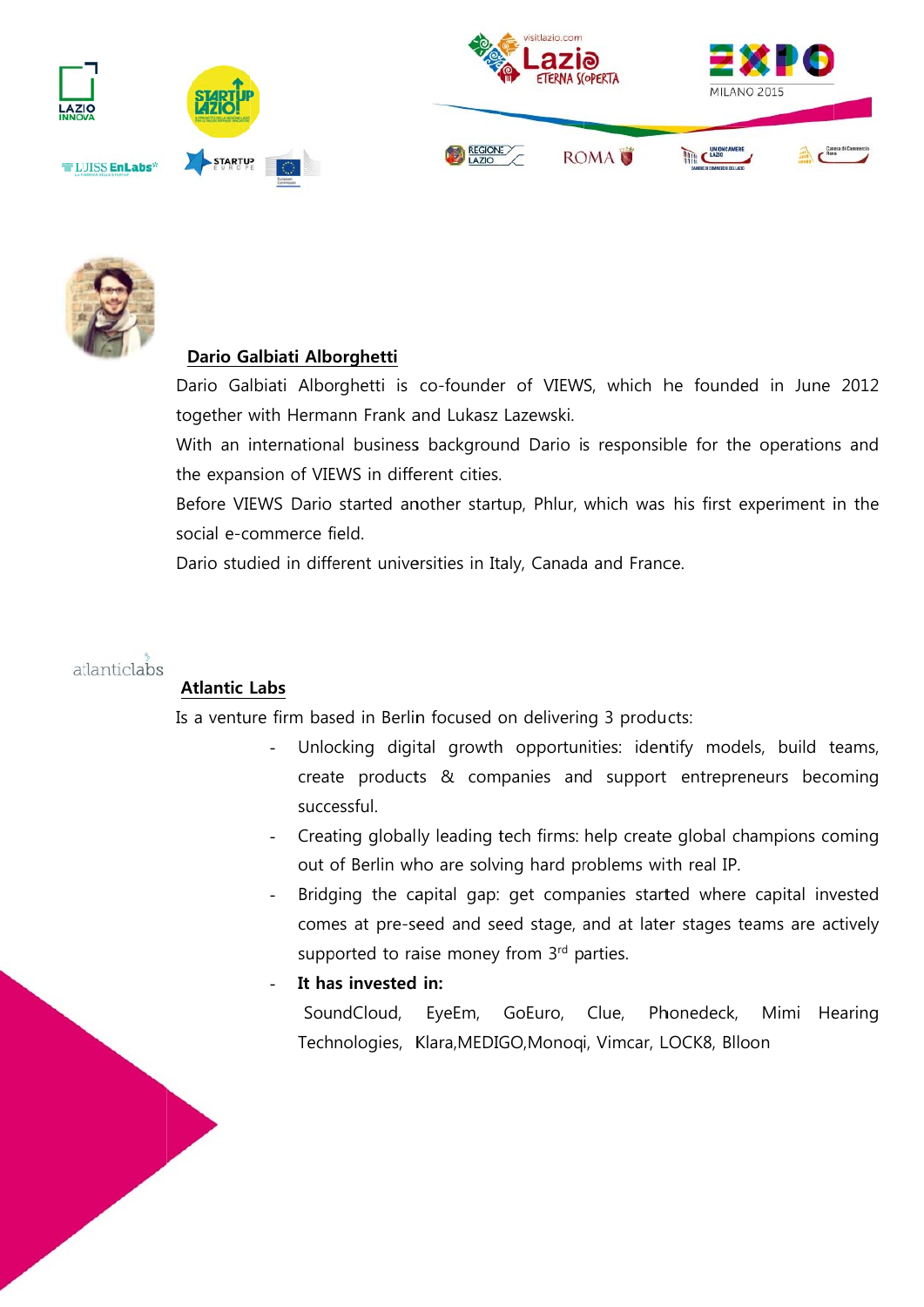## Dario Galbiati Alborghetti

Dario Galbiati Alborghetti is co-founder of VIEWS, which he founded in June 2012 together with Hermann Frank and Lukasz Lazewski.

With an international business background Dario is responsible for the operations and the expansion of VIEWS in different cities.

Before VIEWS Dario started another startup, Phlur, which was his first experiment in the social e-commerce field.

Dario studied in different universities in Italy, Canada and France.

## Atlantic Labs

Is a venture firm based in Berlin focused on delivering 3 products:

- Unlocking digital growth opportunities: identify models, build teams, create products & companies and support entrepreneurs becoming successful.
- Creating globally leading tech firms: help create global champions coming out of Berlin who are solving hard problems with real IP.
- Bridging the capital gap: get companies started where capital invested comes at pre-seed and seed stage, and at later stages teams are actively supported to raise money from 3rd parties.
- **It has invested in:**
  SoundCloud, EyeEm, GoEuro, Clue, Phonedeck, Mimi Hearing Technologies, Klara,MEDIGO,Monoqi, Vimcar, LOCK8, Blloon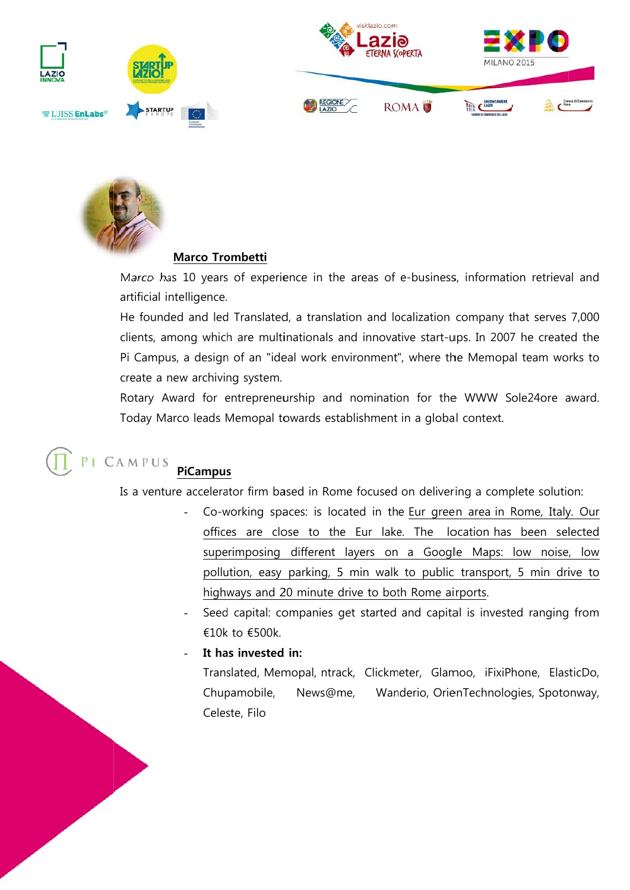## Marco Trombetti

Marco has 10 years of experience in the areas of e-business, information retrieval and artificial intelligence.

He founded and led Translated, a translation and localization company that serves 7,000 clients, among which are multinationals and innovative start-ups. In 2007 he created the Pi Campus, a design of an "ideal work environment", where the Memopal team works to create a new archiving system.

Rotary Award for entrepreneurship and nomination for the WWW Sole24ore award. Today Marco leads Memopal towards establishment in a global context.

## PiCampus

Is a venture accelerator firm based in Rome focused on delivering a complete solution:

- Co-working spaces: is located in the Eur green area in Rome, Italy. Our offices are close to the Eur lake. The location has been selected superimposing different layers on a Google Maps: low noise, low pollution, easy parking, 5 min walk to public transport, 5 min drive to highways and 20 minute drive to both Rome airports.
- Seed capital: companies get started and capital is invested ranging from €10k to €500k.
- **It has invested in:**
  Translated, Memopal, ntrack, Clickmeter, Glamoo, iFixiPhone, ElasticDo, Chupamobile, News@me, Wanderio, OrienTechnologies, Spotonway, Celeste, Filo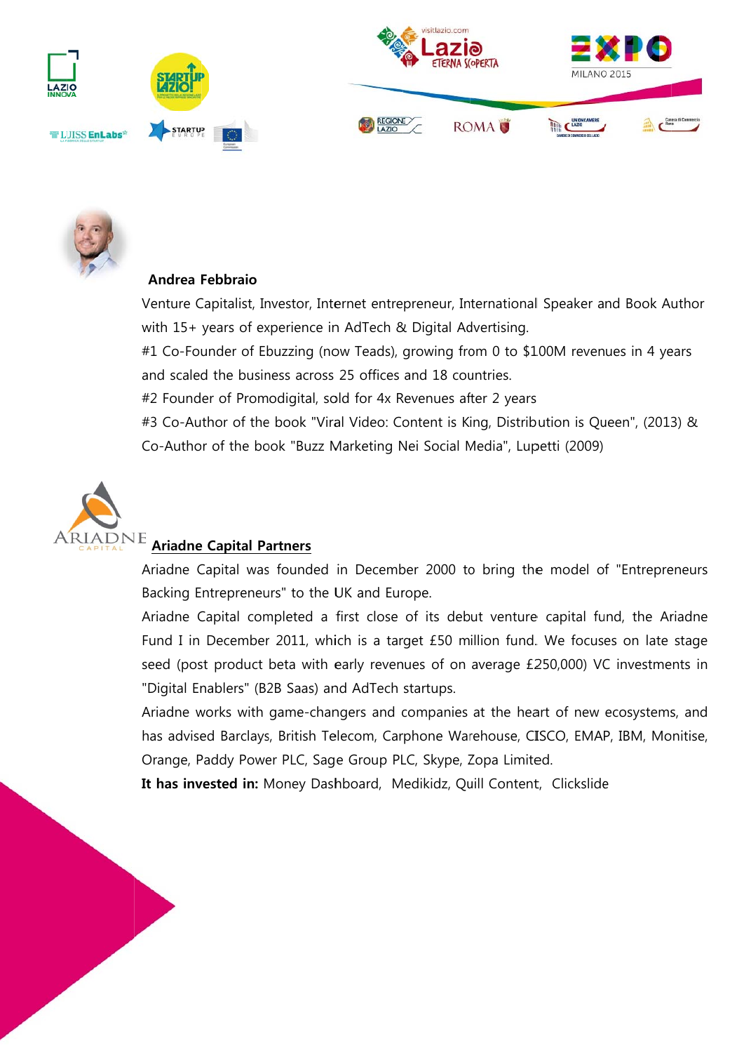**Andrea Febbraio**

Venture Capitalist, Investor, Internet entrepreneur, International Speaker and Book Author with 15+ years of experience in AdTech & Digital Advertising.

#1 Co-Founder of Ebuzzing (now Teads), growing from 0 to $100M revenues in 4 years and scaled the business across 25 offices and 18 countries.

#2 Founder of Promodigital, sold for 4x Revenues after 2 years

#3 Co-Author of the book "Viral Video: Content is King, Distribution is Queen", (2013) & Co-Author of the book "Buzz Marketing Nei Social Media", Lupetti (2009)

**Ariadne Capital Partners**

Ariadne Capital was founded in December 2000 to bring the model of "Entrepreneurs Backing Entrepreneurs" to the UK and Europe.

Ariadne Capital completed a first close of its debut venture capital fund, the Ariadne Fund I in December 2011, which is a target £50 million fund. We focuses on late stage seed (post product beta with early revenues of on average £250,000) VC investments in "Digital Enablers" (B2B Saas) and AdTech startups.

Ariadne works with game-changers and companies at the heart of new ecosystems, and has advised Barclays, British Telecom, Carphone Warehouse, CISCO, EMAP, IBM, Monitise, Orange, Paddy Power PLC, Sage Group PLC, Skype, Zopa Limited.

**It has invested in:** Money Dashboard, Medikidz, Quill Content, Clickslide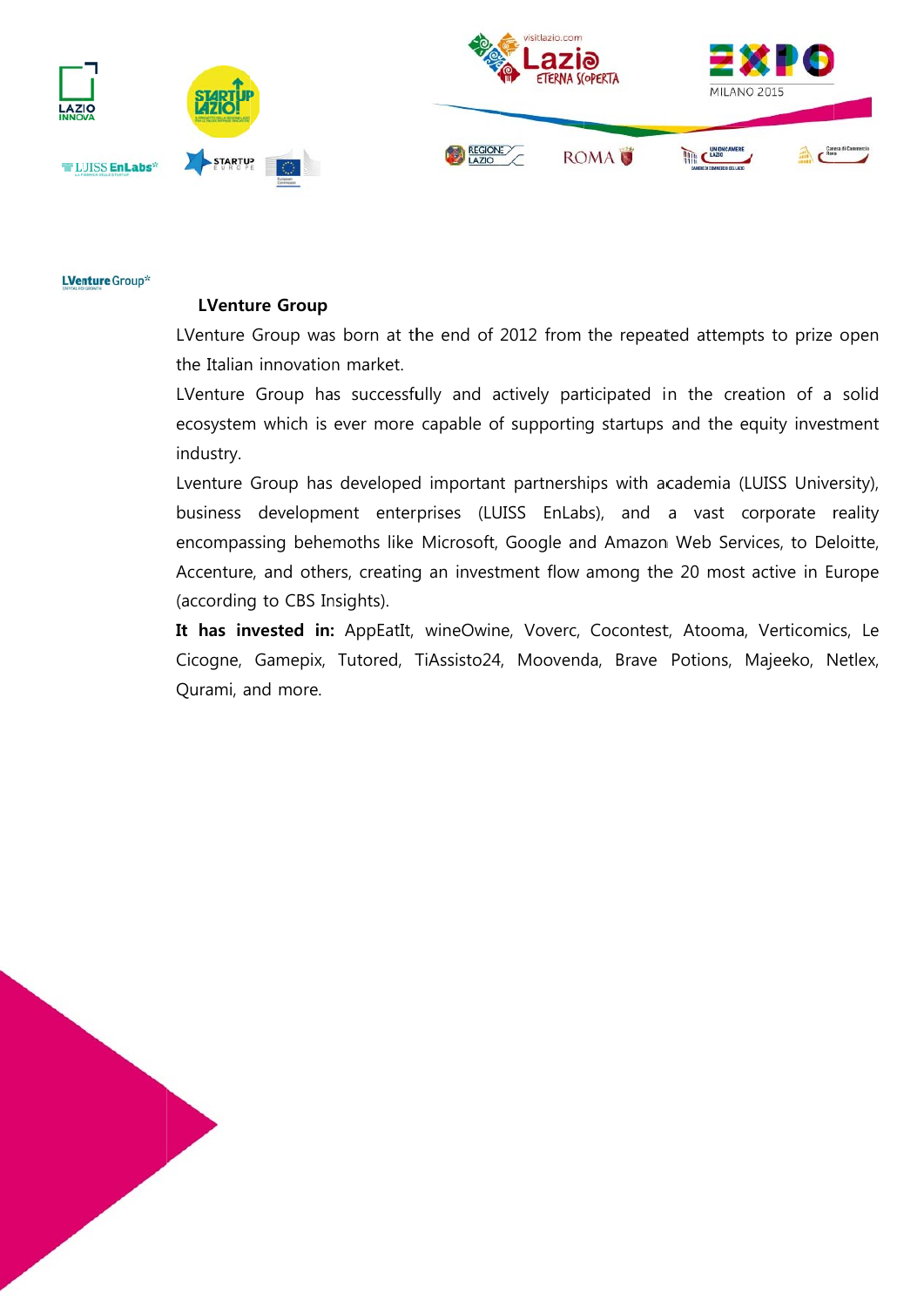## LVenture Group

LVenture Group was born at the end of 2012 from the repeated attempts to prize open the Italian innovation market.

LVenture Group has successfully and actively participated in the creation of a solid ecosystem which is ever more capable of supporting startups and the equity investment industry.

Lventure Group has developed important partnerships with academia (LUISS University), business development enterprises (LUISS EnLabs), and a vast corporate reality encompassing behemoths like Microsoft, Google and Amazon Web Services, to Deloitte, Accenture, and others, creating an investment flow among the 20 most active in Europe (according to CBS Insights).

**It has invested in:** AppEatIt, wineOwine, Voverc, Cocontest, Atooma, Verticomics, Le Cicogne, Gamepix, Tutored, TiAssisto24, Moovenda, Brave Potions, Majeeko, Netlex, Qurami, and more.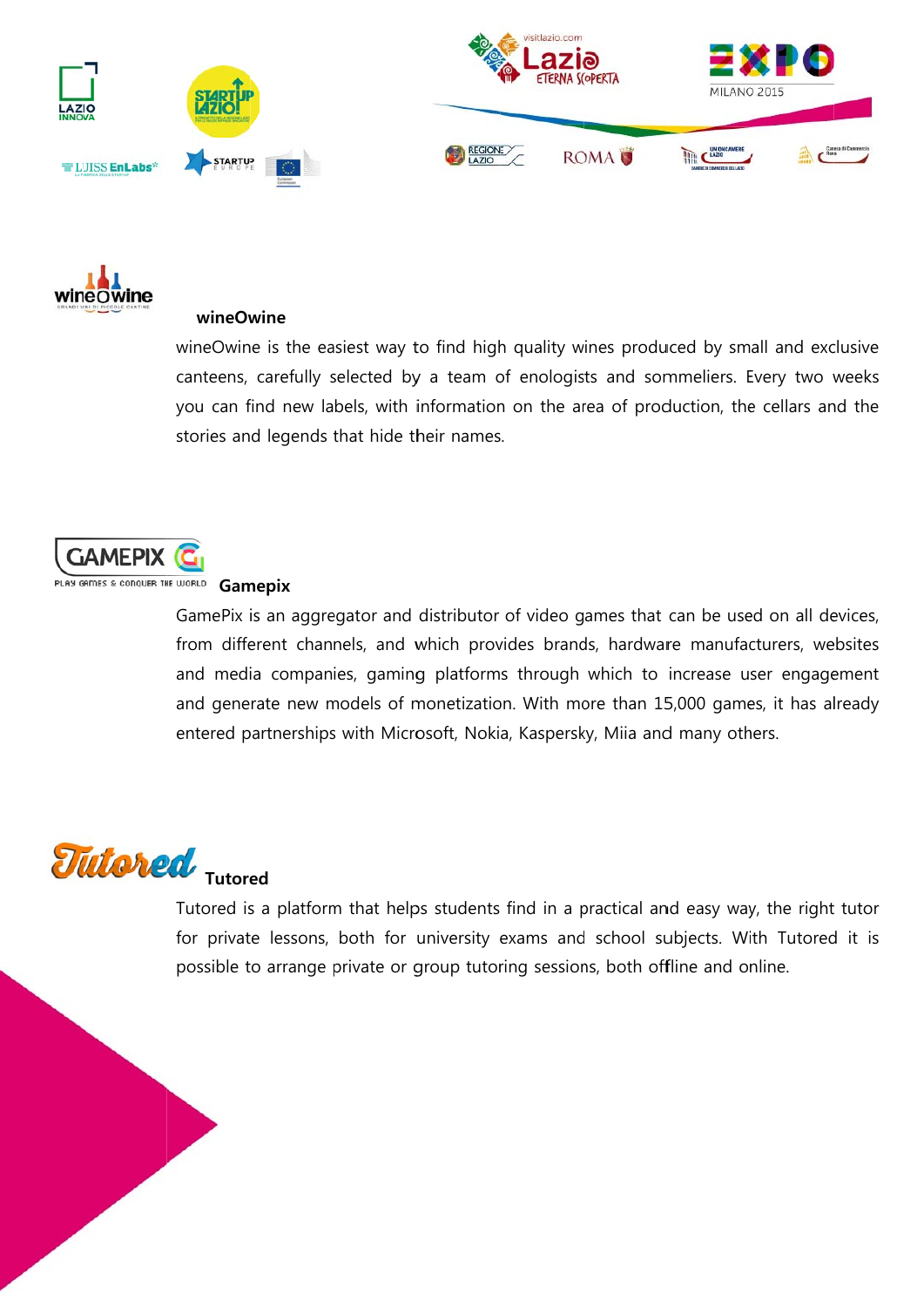## wineOwine

wineOwine is the easiest way to find high quality wines produced by small and exclusive canteens, carefully selected by a team of enologists and sommeliers. Every two weeks you can find new labels, with information on the area of production, the cellars and the stories and legends that hide their names.

## Gamepix

GamePix is an aggregator and distributor of video games that can be used on all devices, from different channels, and which provides brands, hardware manufacturers, websites and media companies, gaming platforms through which to increase user engagement and generate new models of monetization. With more than 15,000 games, it has already entered partnerships with Microsoft, Nokia, Kaspersky, Miia and many others.

## Tutored

Tutored is a platform that helps students find in a practical and easy way, the right tutor for private lessons, both for university exams and school subjects. With Tutored it is possible to arrange private or group tutoring sessions, both offline and online.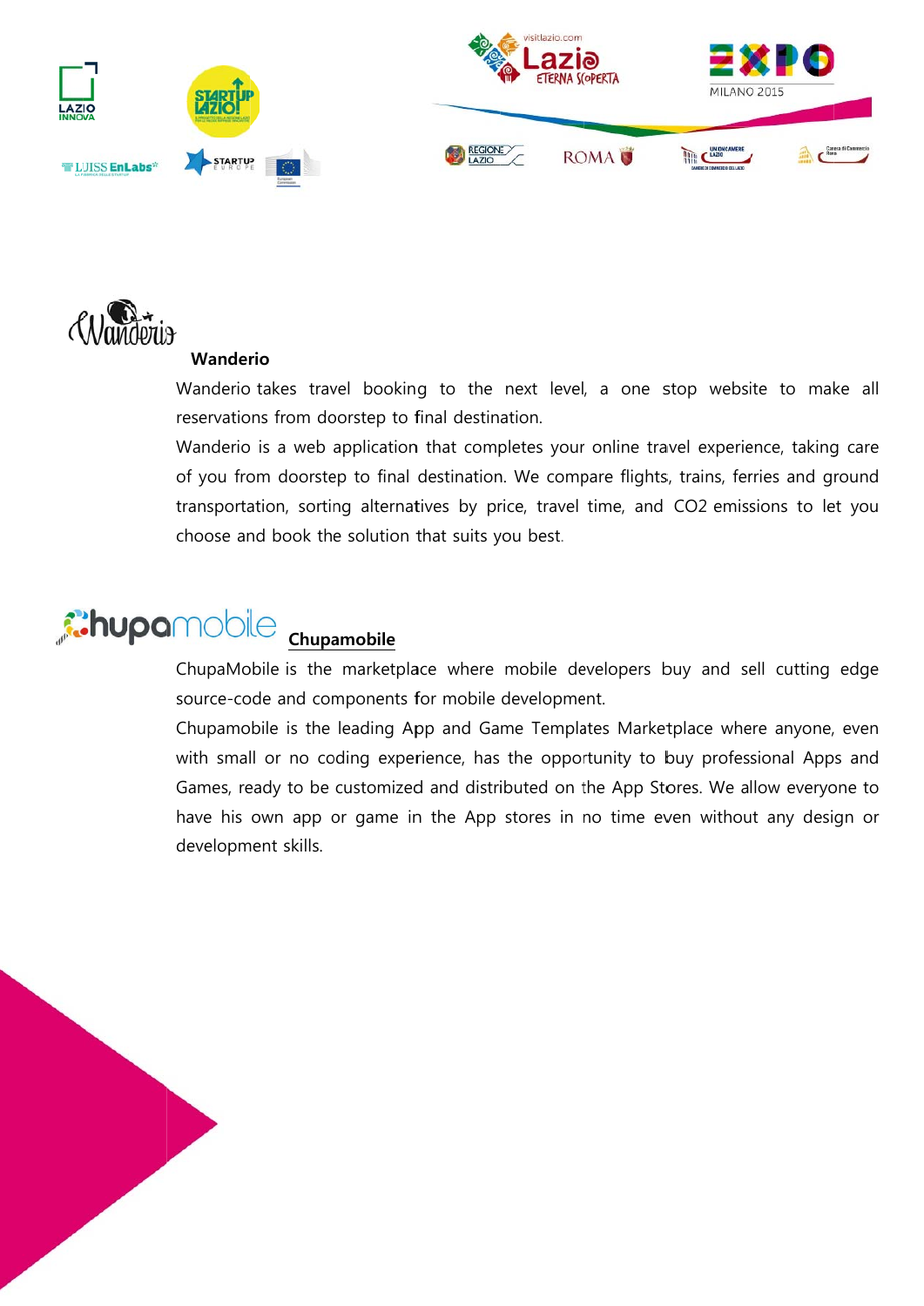### Wanderio

Wanderio takes travel booking to the next level, a one stop website to make all reservations from doorstep to final destination.

Wanderio is a web application that completes your online travel experience, taking care of you from doorstep to final destination. We compare flights, trains, ferries and ground transportation, sorting alternatives by price, travel time, and $CO_2$ emissions to let you choose and book the solution that suits you best.

### Chupamobile

ChupaMobile is the marketplace where mobile developers buy and sell cutting edge source-code and components for mobile development.

Chupamobile is the leading App and Game Templates Marketplace where anyone, even with small or no coding experience, has the opportunity to buy professional Apps and Games, ready to be customized and distributed on the App Stores. We allow everyone to have his own app or game in the App stores in no time even without any design or development skills.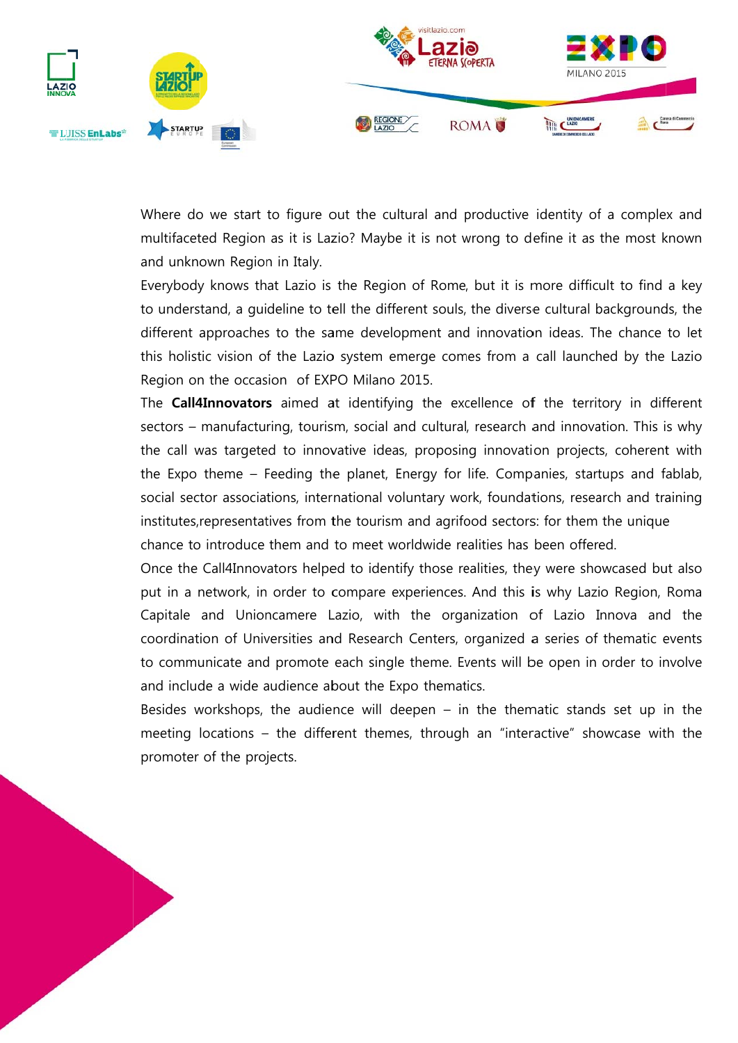Where do we start to figure out the cultural and productive identity of a complex and multifaceted Region as it is Lazio? Maybe it is not wrong to define it as the most known and unknown Region in Italy.

Everybody knows that Lazio is the Region of Rome, but it is more difficult to find a key to understand, a guideline to tell the different souls, the diverse cultural backgrounds, the different approaches to the same development and innovation ideas. The chance to let this holistic vision of the Lazio system emerge comes from a call launched by the Lazio Region on the occasion of EXPO Milano 2015.

The **Call4Innovators** aimed at identifying the excellence of the territory in different sectors – manufacturing, tourism, social and cultural, research and innovation. This is why the call was targeted to innovative ideas, proposing innovation projects, coherent with the Expo theme – Feeding the planet, Energy for life. Companies, startups and fablab, social sector associations, international voluntary work, foundations, research and training institutes,representatives from the tourism and agrifood sectors: for them the unique chance to introduce them and to meet worldwide realities has been offered.

Once the Call4Innovators helped to identify those realities, they were showcased but also put in a network, in order to compare experiences. And this is why Lazio Region, Roma Capitale and Unioncamere Lazio, with the organization of Lazio Innova and the coordination of Universities and Research Centers, organized a series of thematic events to communicate and promote each single theme. Events will be open in order to involve and include a wide audience about the Expo thematics.

Besides workshops, the audience will deepen – in the thematic stands set up in the meeting locations – the different themes, through an "interactive" showcase with the promoter of the projects.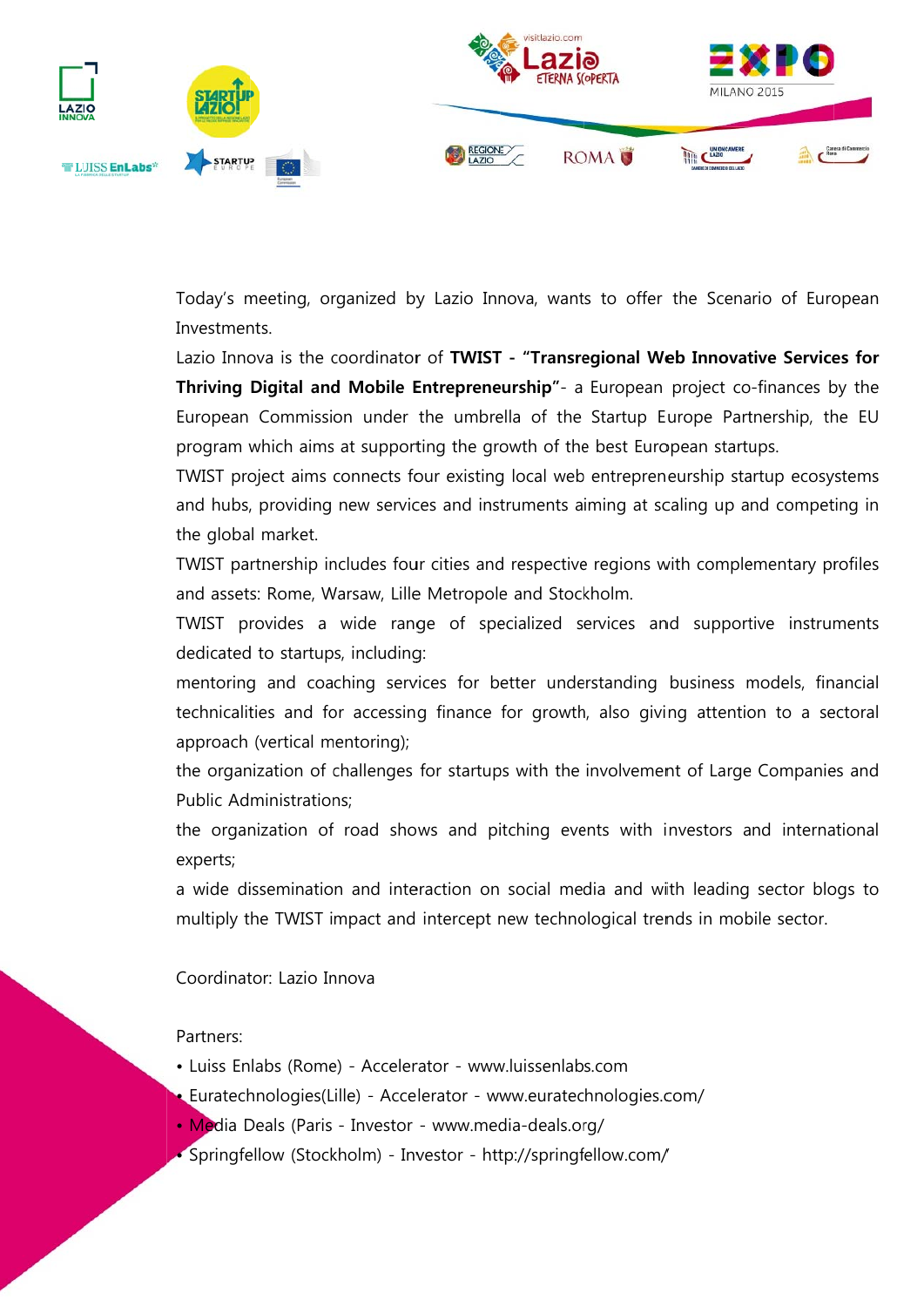Today's meeting, organized by Lazio Innova, wants to offer the Scenario of European Investments.

Lazio Innova is the coordinator of **TWIST - "Transregional Web Innovative Services for Thriving Digital and Mobile Entrepreneurship"**- a European project co-finances by the European Commission under the umbrella of the Startup Europe Partnership, the EU program which aims at supporting the growth of the best European startups.

TWIST project aims connects four existing local web entrepreneurship startup ecosystems and hubs, providing new services and instruments aiming at scaling up and competing in the global market.

TWIST partnership includes four cities and respective regions with complementary profiles and assets: Rome, Warsaw, Lille Metropole and Stockholm.

TWIST provides a wide range of specialized services and supportive instruments dedicated to startups, including:

mentoring and coaching services for better understanding business models, financial technicalities and for accessing finance for growth, also giving attention to a sectoral approach (vertical mentoring);

the organization of challenges for startups with the involvement of Large Companies and Public Administrations;

the organization of road shows and pitching events with investors and international experts;

a wide dissemination and interaction on social media and with leading sector blogs to multiply the TWIST impact and intercept new technological trends in mobile sector.

Coordinator: Lazio Innova

Partners:

- Luiss Enlabs (Rome) - Accelerator - www.luissenlabs.com
- Euratechnologies(Lille) - Accelerator - www.euratechnologies.com/
- Media Deals (Paris - Investor - www.media-deals.org/
- Springfellow (Stockholm) - Investor - http://springfellow.com/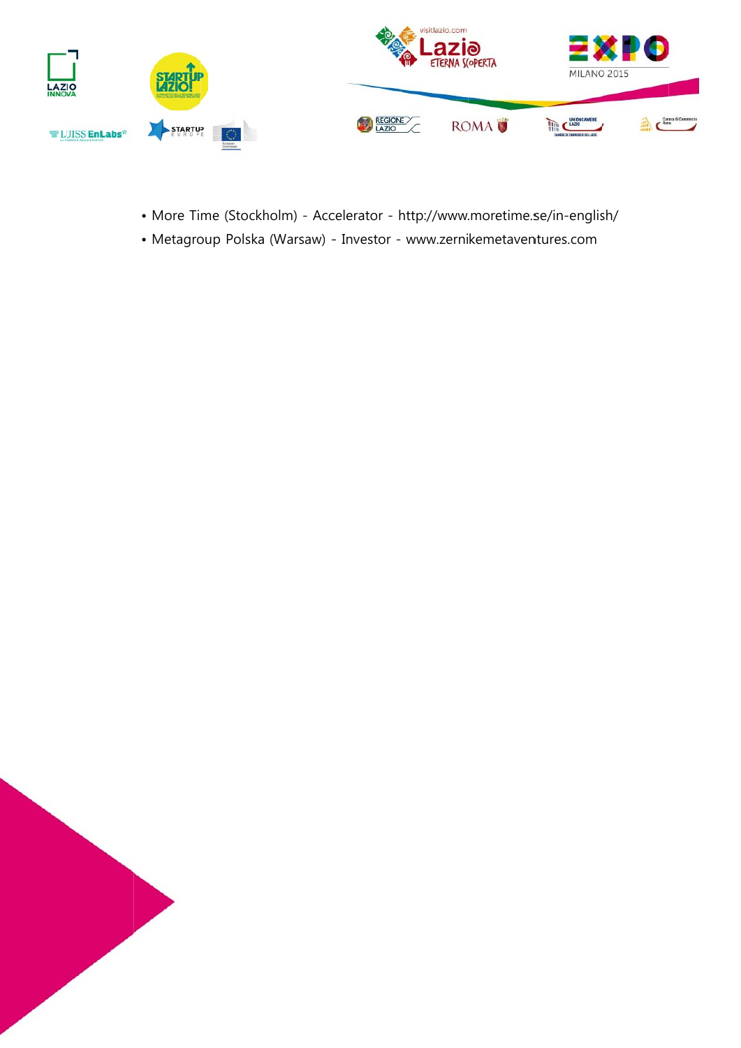- More Time (Stockholm) - Accelerator - http://www.moretime.se/in-english/
- Metagroup Polska (Warsaw) - Investor - www.zernikemetaventures.com